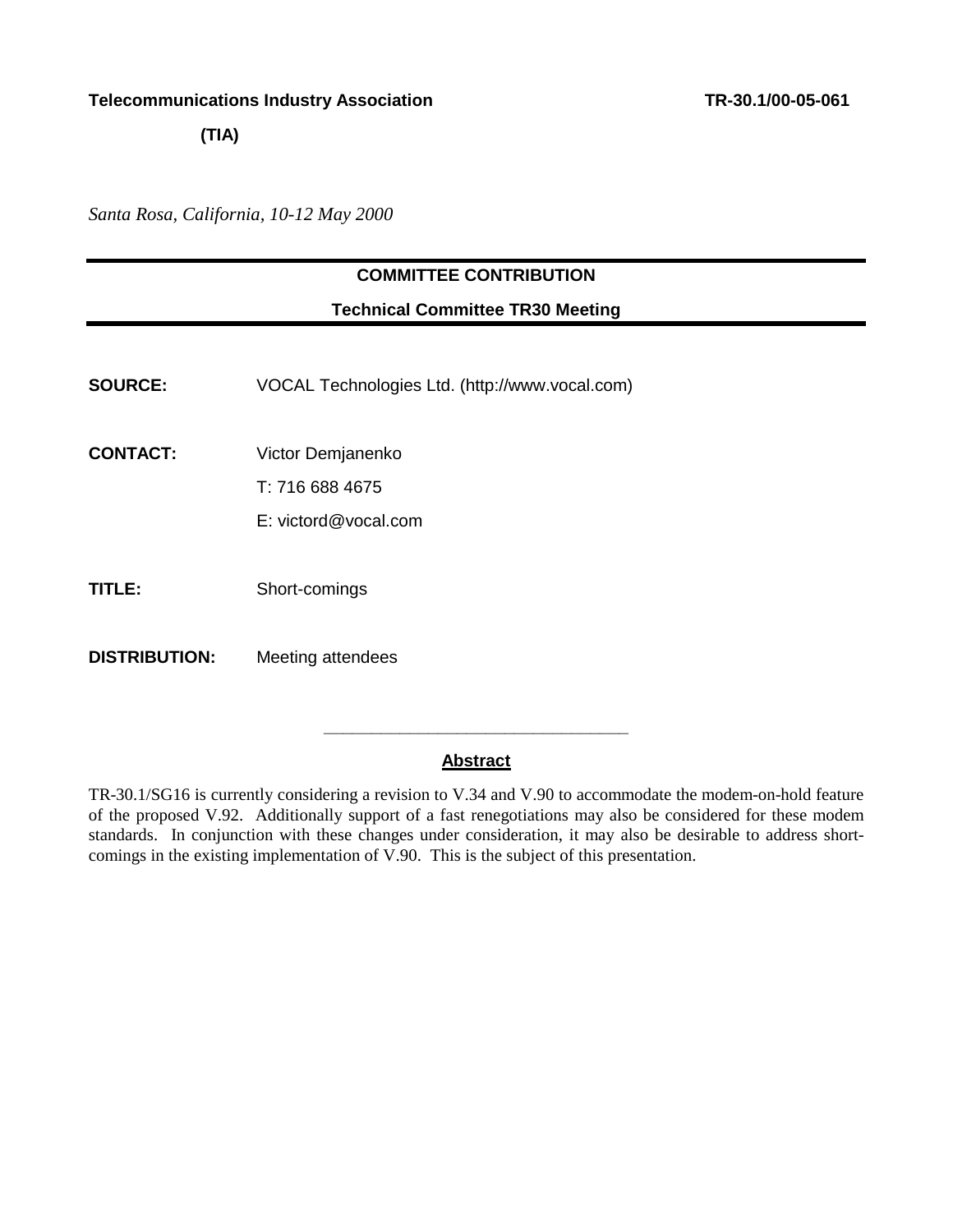**Telecommunications Industry Association** **TR-30.1/00-05-061**

**(TIA)**

*Santa Rosa, California, 10-12 May 2000*

---

**COMMITTEE CONTRIBUTION**

**Technical Committee TR30 Meeting**

---

**SOURCE:** VOCAL Technologies Ltd. (http://www.vocal.com)

**CONTACT:** Victor Demjanenko

T: 716 688 4675

E: victord@vocal.com

**TITLE:** Short-comings

**DISTRIBUTION:** Meeting attendees

---

## Abstract

TR-30.1/SG16 is currently considering a revision to V.34 and V.90 to accommodate the modem-on-hold feature of the proposed V.92. Additionally support of a fast renegotiations may also be considered for these modem standards. In conjunction with these changes under consideration, it may also be desirable to address short-comings in the existing implementation of V.90. This is the subject of this presentation.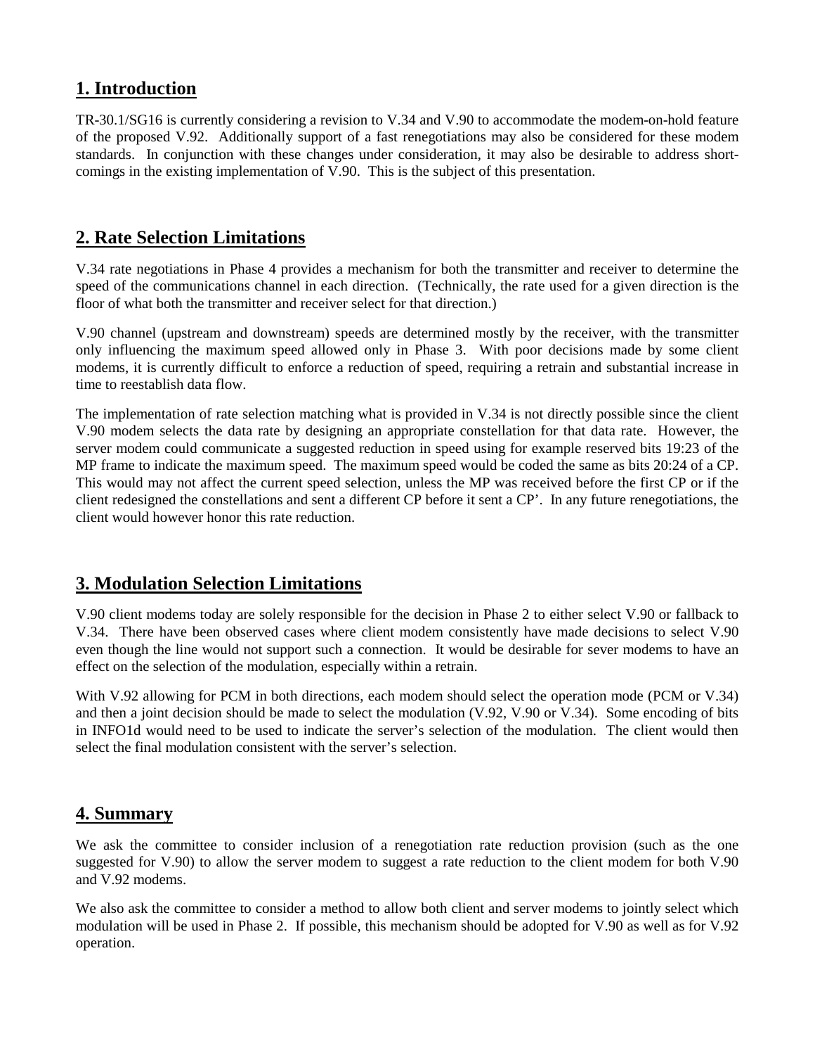## 1. Introduction

TR-30.1/SG16 is currently considering a revision to V.34 and V.90 to accommodate the modem-on-hold feature of the proposed V.92. Additionally support of a fast renegotiations may also be considered for these modem standards. In conjunction with these changes under consideration, it may also be desirable to address short-comings in the existing implementation of V.90. This is the subject of this presentation.

## 2. Rate Selection Limitations

V.34 rate negotiations in Phase 4 provides a mechanism for both the transmitter and receiver to determine the speed of the communications channel in each direction. (Technically, the rate used for a given direction is the floor of what both the transmitter and receiver select for that direction.)

V.90 channel (upstream and downstream) speeds are determined mostly by the receiver, with the transmitter only influencing the maximum speed allowed only in Phase 3. With poor decisions made by some client modems, it is currently difficult to enforce a reduction of speed, requiring a retrain and substantial increase in time to reestablish data flow.

The implementation of rate selection matching what is provided in V.34 is not directly possible since the client V.90 modem selects the data rate by designing an appropriate constellation for that data rate. However, the server modem could communicate a suggested reduction in speed using for example reserved bits 19:23 of the MP frame to indicate the maximum speed. The maximum speed would be coded the same as bits 20:24 of a CP. This would may not affect the current speed selection, unless the MP was received before the first CP or if the client redesigned the constellations and sent a different CP before it sent a CP'. In any future renegotiations, the client would however honor this rate reduction.

## 3. Modulation Selection Limitations

V.90 client modems today are solely responsible for the decision in Phase 2 to either select V.90 or fallback to V.34. There have been observed cases where client modem consistently have made decisions to select V.90 even though the line would not support such a connection. It would be desirable for sever modems to have an effect on the selection of the modulation, especially within a retrain.

With V.92 allowing for PCM in both directions, each modem should select the operation mode (PCM or V.34) and then a joint decision should be made to select the modulation (V.92, V.90 or V.34). Some encoding of bits in INFO1d would need to be used to indicate the server's selection of the modulation. The client would then select the final modulation consistent with the server's selection.

## 4. Summary

We ask the committee to consider inclusion of a renegotiation rate reduction provision (such as the one suggested for V.90) to allow the server modem to suggest a rate reduction to the client modem for both V.90 and V.92 modems.

We also ask the committee to consider a method to allow both client and server modems to jointly select which modulation will be used in Phase 2. If possible, this mechanism should be adopted for V.90 as well as for V.92 operation.